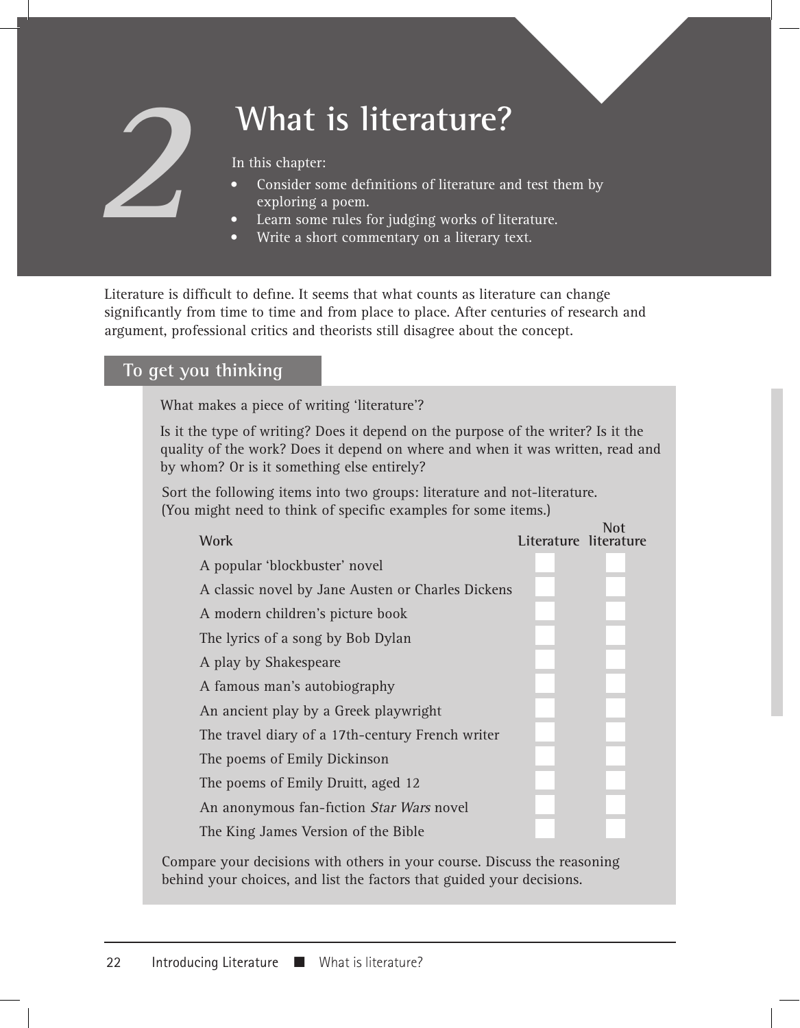# 2 What is literature?

In this chapter:

- Consider some definitions of literature and test them by exploring a poem.
- Learn some rules for judging works of literature.
- Write a short commentary on a literary text.

Literature is difficult to define. It seems that what counts as literature can change significantly from time to time and from place to place. After centuries of research and argument, professional critics and theorists still disagree about the concept.

## To get you thinking

What makes a piece of writing 'literature'?

Is it the type of writing? Does it depend on the purpose of the writer? Is it the quality of the work? Does it depend on where and when it was written, read and by whom? Or is it something else entirely?

Sort the following items into two groups: literature and not-literature. (You might need to think of specific examples for some items.)

| Work | Literature | Not literature |
|---|---|---|
| A popular 'blockbuster' novel | | |
| A classic novel by Jane Austen or Charles Dickens | | |
| A modern children's picture book | | |
| The lyrics of a song by Bob Dylan | | |
| A play by Shakespeare | | |
| A famous man's autobiography | | |
| An ancient play by a Greek playwright | | |
| The travel diary of a 17th-century French writer | | |
| The poems of Emily Dickinson | | |
| The poems of Emily Druitt, aged 12 | | |
| An anonymous fan-fiction *Star Wars* novel | | |
| The King James Version of the Bible | | |

Compare your decisions with others in your course. Discuss the reasoning behind your choices, and list the factors that guided your decisions.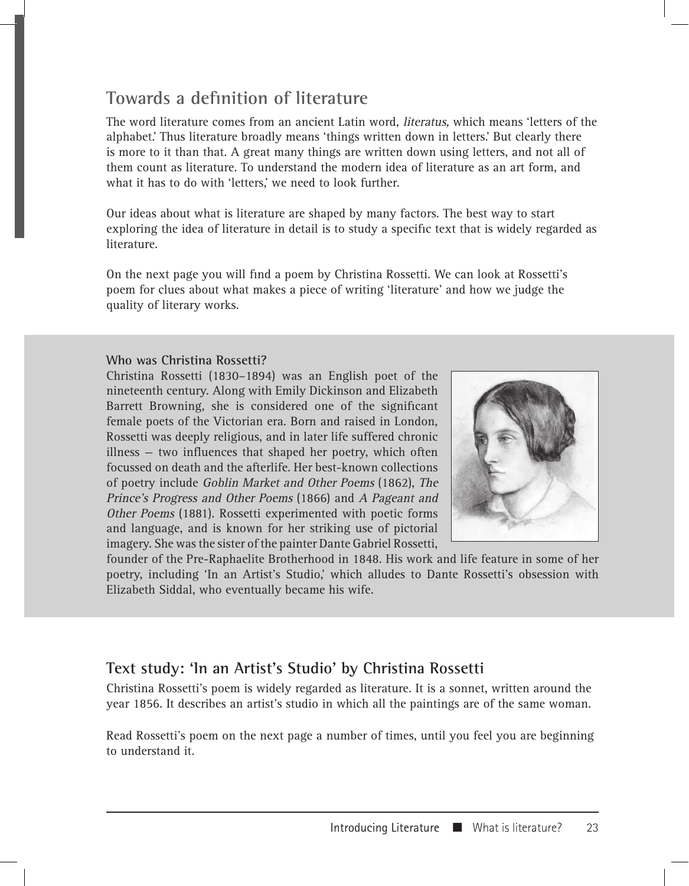## Towards a definition of literature

The word literature comes from an ancient Latin word, *literatus,* which means 'letters of the alphabet.' Thus literature broadly means 'things written down in letters.' But clearly there is more to it than that. A great many things are written down using letters, and not all of them count as literature. To understand the modern idea of literature as an art form, and what it has to do with 'letters,' we need to look further.

Our ideas about what is literature are shaped by many factors. The best way to start exploring the idea of literature in detail is to study a specific text that is widely regarded as literature.

On the next page you will find a poem by Christina Rossetti. We can look at Rossetti's poem for clues about what makes a piece of writing 'literature' and how we judge the quality of literary works.

### Who was Christina Rossetti?

Christina Rossetti (1830–1894) was an English poet of the nineteenth century. Along with Emily Dickinson and Elizabeth Barrett Browning, she is considered one of the significant female poets of the Victorian era. Born and raised in London, Rossetti was deeply religious, and in later life suffered chronic illness – two influences that shaped her poetry, which often focussed on death and the afterlife. Her best-known collections of poetry include *Goblin Market and Other Poems* (1862), *The Prince's Progress and Other Poems* (1866) and *A Pageant and Other Poems* (1881). Rossetti experimented with poetic forms and language, and is known for her striking use of pictorial imagery. She was the sister of the painter Dante Gabriel Rossetti, founder of the Pre-Raphaelite Brotherhood in 1848. His work and life feature in some of her poetry, including 'In an Artist's Studio,' which alludes to Dante Rossetti's obsession with Elizabeth Siddal, who eventually became his wife.

## Text study: 'In an Artist's Studio' by Christina Rossetti

Christina Rossetti's poem is widely regarded as literature. It is a sonnet, written around the year 1856. It describes an artist's studio in which all the paintings are of the same woman.

Read Rossetti's poem on the next page a number of times, until you feel you are beginning to understand it.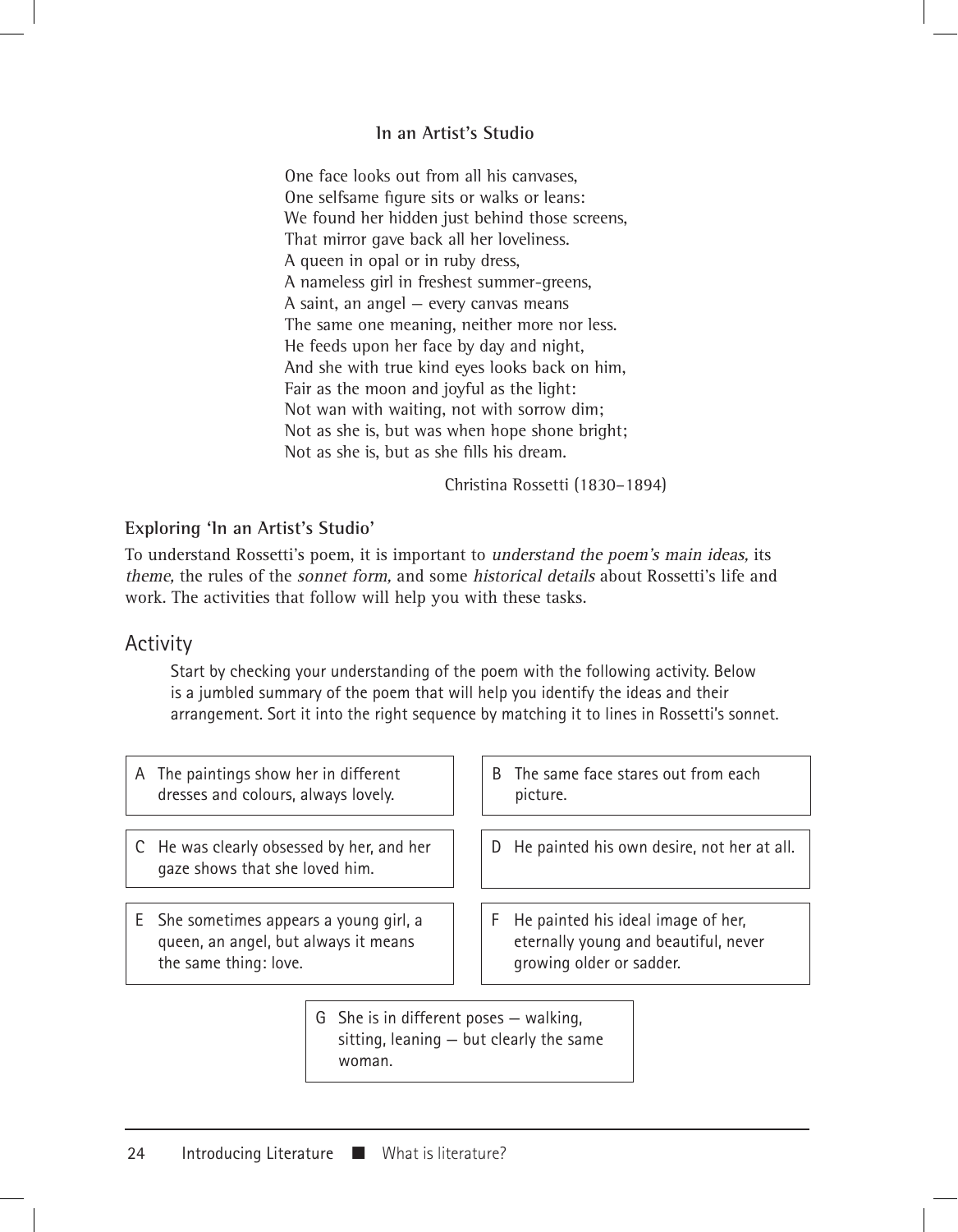### In an Artist's Studio

One face looks out from all his canvases,  
One selfsame figure sits or walks or leans:  
We found her hidden just behind those screens,  
That mirror gave back all her loveliness.  
A queen in opal or in ruby dress,  
A nameless girl in freshest summer-greens,  
A saint, an angel — every canvas means  
The same one meaning, neither more nor less.  
He feeds upon her face by day and night,  
And she with true kind eyes looks back on him,  
Fair as the moon and joyful as the light:  
Not wan with waiting, not with sorrow dim;  
Not as she is, but was when hope shone bright;  
Not as she is, but as she fills his dream.

Christina Rossetti (1830–1894)

**Exploring 'In an Artist's Studio'**

To understand Rossetti's poem, it is important to *understand the poem's main ideas,* its *theme,* the rules of the *sonnet form,* and some *historical details* about Rossetti's life and work. The activities that follow will help you with these tasks.

## Activity

Start by checking your understanding of the poem with the following activity. Below is a jumbled summary of the poem that will help you identify the ideas and their arrangement. Sort it into the right sequence by matching it to lines in Rossetti's sonnet.

A The paintings show her in different dresses and colours, always lovely.

B The same face stares out from each picture.

C He was clearly obsessed by her, and her gaze shows that she loved him.

D He painted his own desire, not her at all.

E She sometimes appears a young girl, a queen, an angel, but always it means the same thing: love.

F He painted his ideal image of her, eternally young and beautiful, never growing older or sadder.

G She is in different poses — walking, sitting, leaning — but clearly the same woman.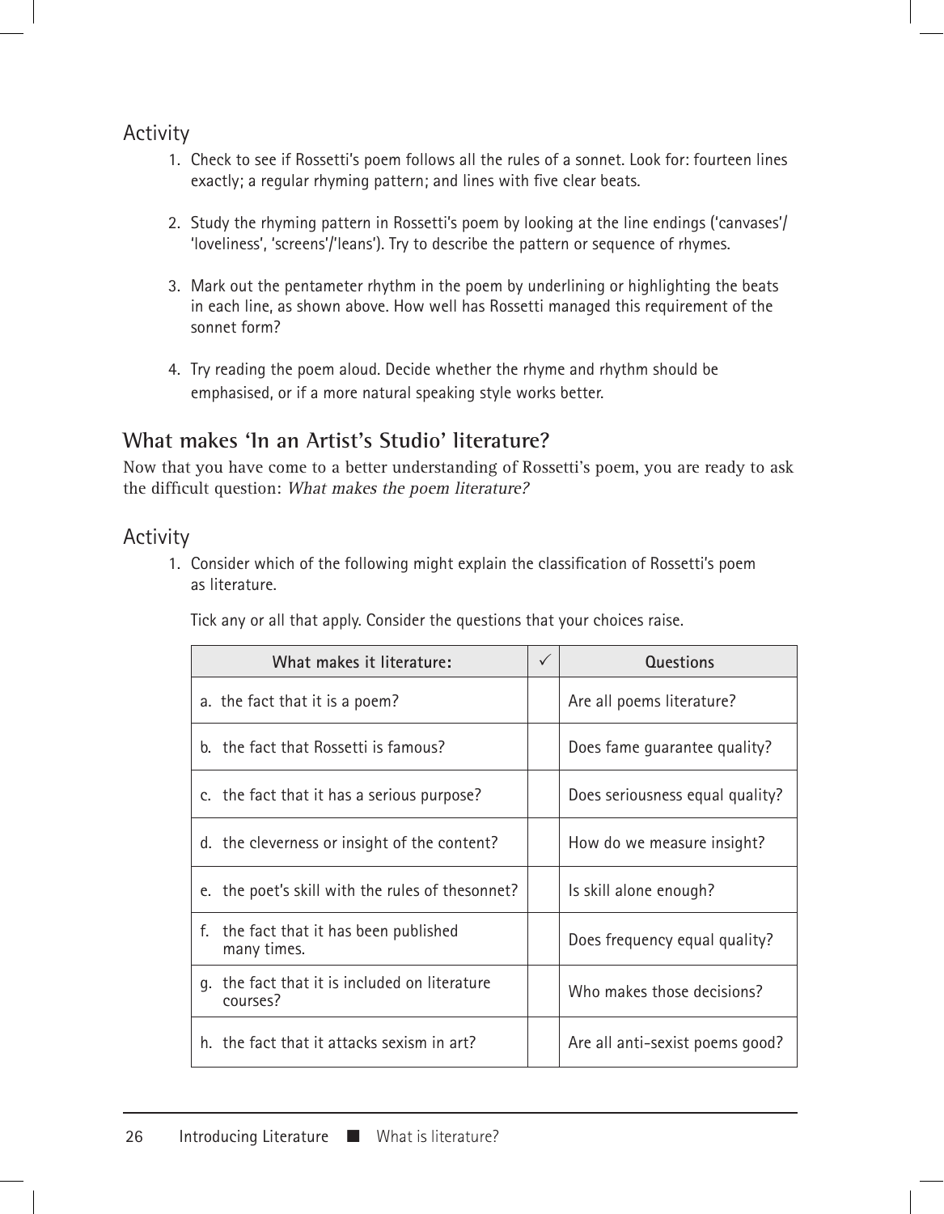## Activity

1. Check to see if Rossetti's poem follows all the rules of a sonnet. Look for: fourteen lines exactly; a regular rhyming pattern; and lines with five clear beats.

2. Study the rhyming pattern in Rossetti's poem by looking at the line endings ('canvases'/ 'loveliness', 'screens'/'leans'). Try to describe the pattern or sequence of rhymes.

3. Mark out the pentameter rhythm in the poem by underlining or highlighting the beats in each line, as shown above. How well has Rossetti managed this requirement of the sonnet form?

4. Try reading the poem aloud. Decide whether the rhyme and rhythm should be emphasised, or if a more natural speaking style works better.

## What makes 'In an Artist's Studio' literature?

Now that you have come to a better understanding of Rossetti's poem, you are ready to ask the difficult question: *What makes the poem literature?*

## Activity

1. Consider which of the following might explain the classification of Rossetti's poem as literature.

   Tick any or all that apply. Consider the questions that your choices raise.

| What makes it literature: | ✓ | Questions |
|---|---|---|
| a. the fact that it is a poem? | | Are all poems literature? |
| b. the fact that Rossetti is famous? | | Does fame guarantee quality? |
| c. the fact that it has a serious purpose? | | Does seriousness equal quality? |
| d. the cleverness or insight of the content? | | How do we measure insight? |
| e. the poet's skill with the rules of thesonnet? | | Is skill alone enough? |
| f. the fact that it has been published many times. | | Does frequency equal quality? |
| g. the fact that it is included on literature courses? | | Who makes those decisions? |
| h. the fact that it attacks sexism in art? | | Are all anti-sexist poems good? |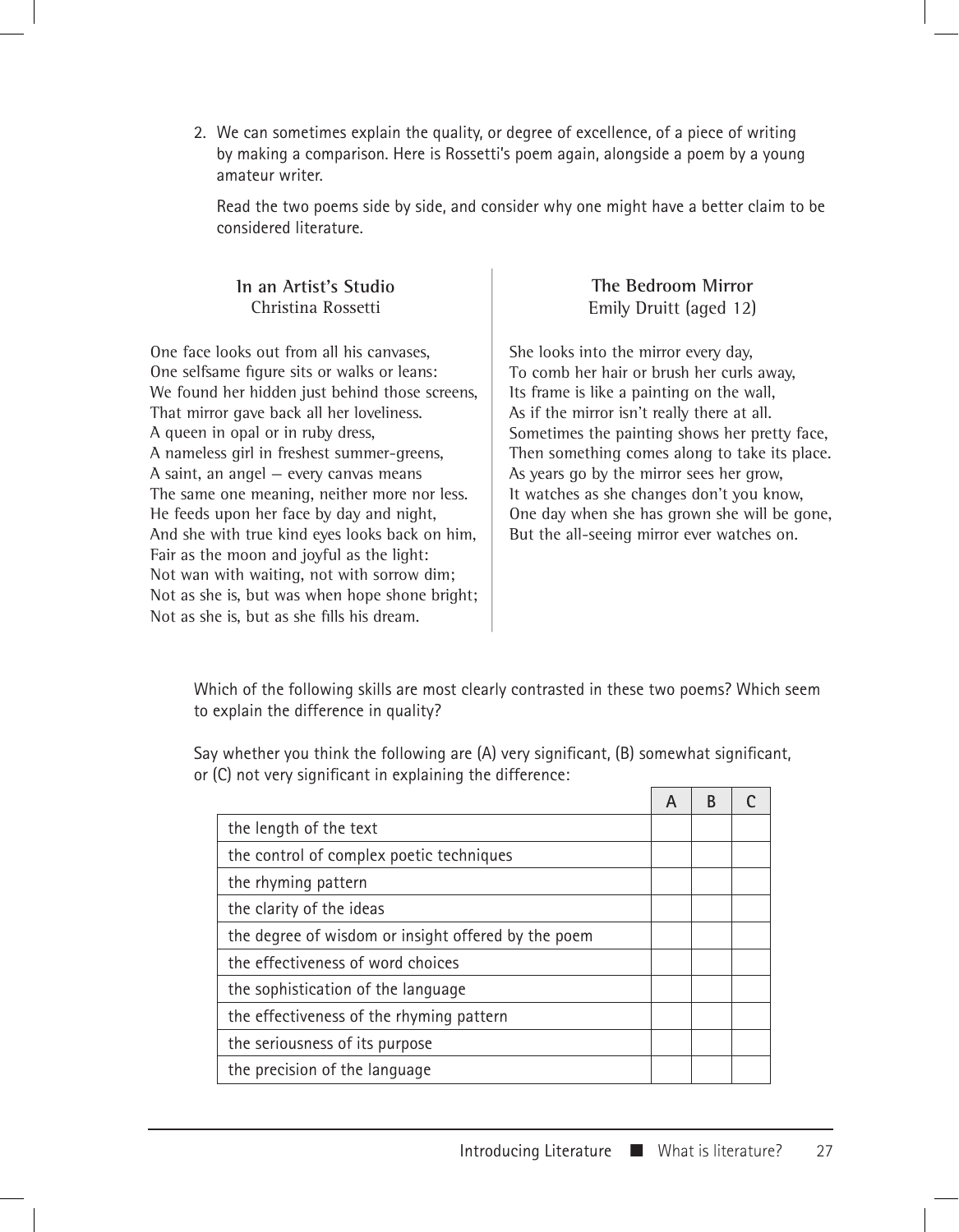2. We can sometimes explain the quality, or degree of excellence, of a piece of writing by making a comparison. Here is Rossetti's poem again, alongside a poem by a young amateur writer.

   Read the two poems side by side, and consider why one might have a better claim to be considered literature.

**In an Artist's Studio**
Christina Rossetti

One face looks out from all his canvases,
One selfsame figure sits or walks or leans:
We found her hidden just behind those screens,
That mirror gave back all her loveliness.
A queen in opal or in ruby dress,
A nameless girl in freshest summer-greens,
A saint, an angel – every canvas means
The same one meaning, neither more nor less.
He feeds upon her face by day and night,
And she with true kind eyes looks back on him,
Fair as the moon and joyful as the light:
Not wan with waiting, not with sorrow dim;
Not as she is, but was when hope shone bright;
Not as she is, but as she fills his dream.

**The Bedroom Mirror**
Emily Druitt (aged 12)

She looks into the mirror every day,
To comb her hair or brush her curls away,
Its frame is like a painting on the wall,
As if the mirror isn't really there at all.
Sometimes the painting shows her pretty face,
Then something comes along to take its place.
As years go by the mirror sees her grow,
It watches as she changes don't you know,
One day when she has grown she will be gone,
But the all-seeing mirror ever watches on.

Which of the following skills are most clearly contrasted in these two poems? Which seem to explain the difference in quality?

Say whether you think the following are (A) very significant, (B) somewhat significant, or (C) not very significant in explaining the difference:

| | A | B | C |
|---|---|---|---|
| the length of the text | | | |
| the control of complex poetic techniques | | | |
| the rhyming pattern | | | |
| the clarity of the ideas | | | |
| the degree of wisdom or insight offered by the poem | | | |
| the effectiveness of word choices | | | |
| the sophistication of the language | | | |
| the effectiveness of the rhyming pattern | | | |
| the seriousness of its purpose | | | |
| the precision of the language | | | |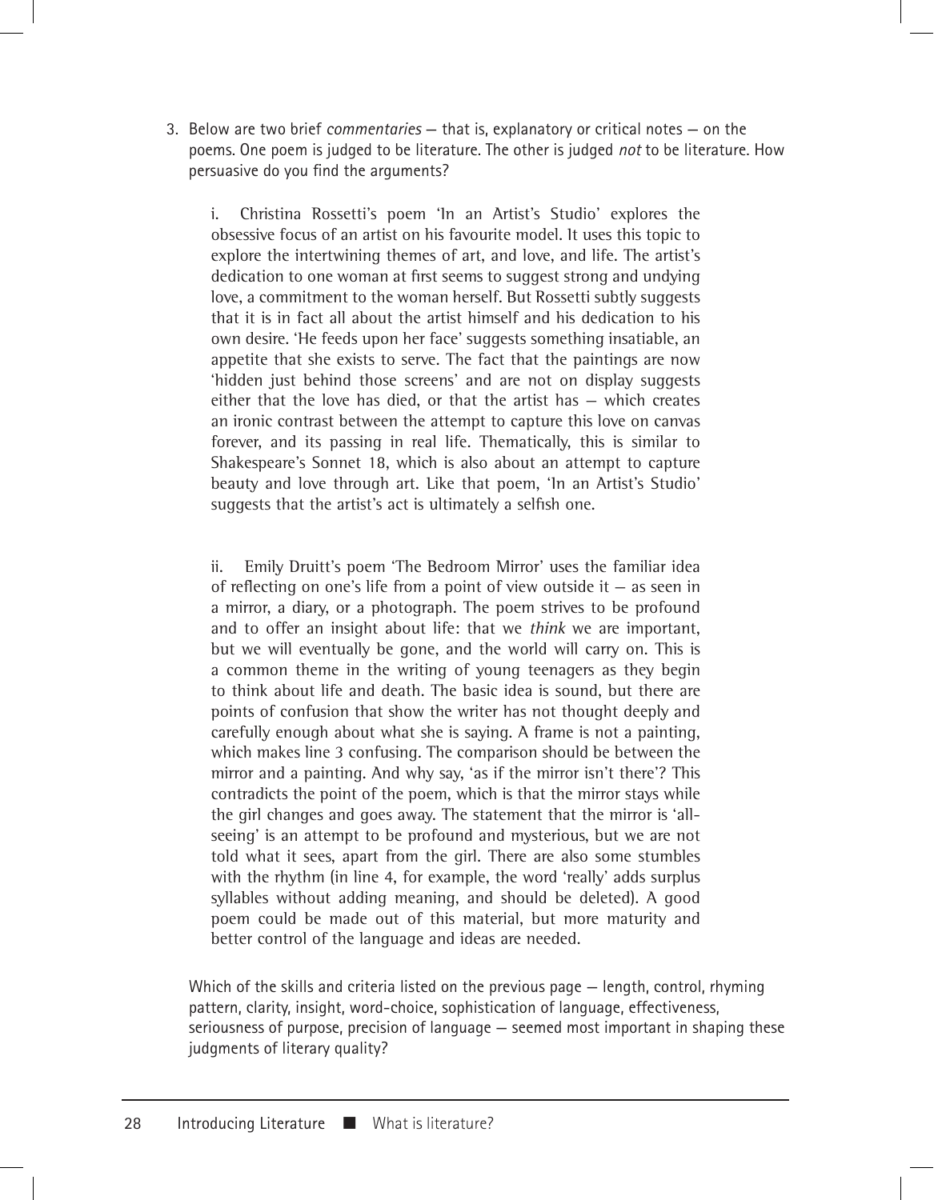3. Below are two brief *commentaries* — that is, explanatory or critical notes — on the poems. One poem is judged to be literature. The other is judged *not* to be literature. How persuasive do you find the arguments?

   i. Christina Rossetti's poem 'In an Artist's Studio' explores the obsessive focus of an artist on his favourite model. It uses this topic to explore the intertwining themes of art, and love, and life. The artist's dedication to one woman at first seems to suggest strong and undying love, a commitment to the woman herself. But Rossetti subtly suggests that it is in fact all about the artist himself and his dedication to his own desire. 'He feeds upon her face' suggests something insatiable, an appetite that she exists to serve. The fact that the paintings are now 'hidden just behind those screens' and are not on display suggests either that the love has died, or that the artist has — which creates an ironic contrast between the attempt to capture this love on canvas forever, and its passing in real life. Thematically, this is similar to Shakespeare's Sonnet 18, which is also about an attempt to capture beauty and love through art. Like that poem, 'In an Artist's Studio' suggests that the artist's act is ultimately a selfish one.

   ii. Emily Druitt's poem 'The Bedroom Mirror' uses the familiar idea of reflecting on one's life from a point of view outside it — as seen in a mirror, a diary, or a photograph. The poem strives to be profound and to offer an insight about life: that we *think* we are important, but we will eventually be gone, and the world will carry on. This is a common theme in the writing of young teenagers as they begin to think about life and death. The basic idea is sound, but there are points of confusion that show the writer has not thought deeply and carefully enough about what she is saying. A frame is not a painting, which makes line 3 confusing. The comparison should be between the mirror and a painting. And why say, 'as if the mirror isn't there'? This contradicts the point of the poem, which is that the mirror stays while the girl changes and goes away. The statement that the mirror is 'all-seeing' is an attempt to be profound and mysterious, but we are not told what it sees, apart from the girl. There are also some stumbles with the rhythm (in line 4, for example, the word 'really' adds surplus syllables without adding meaning, and should be deleted). A good poem could be made out of this material, but more maturity and better control of the language and ideas are needed.

   Which of the skills and criteria listed on the previous page — length, control, rhyming pattern, clarity, insight, word-choice, sophistication of language, effectiveness, seriousness of purpose, precision of language — seemed most important in shaping these judgments of literary quality?